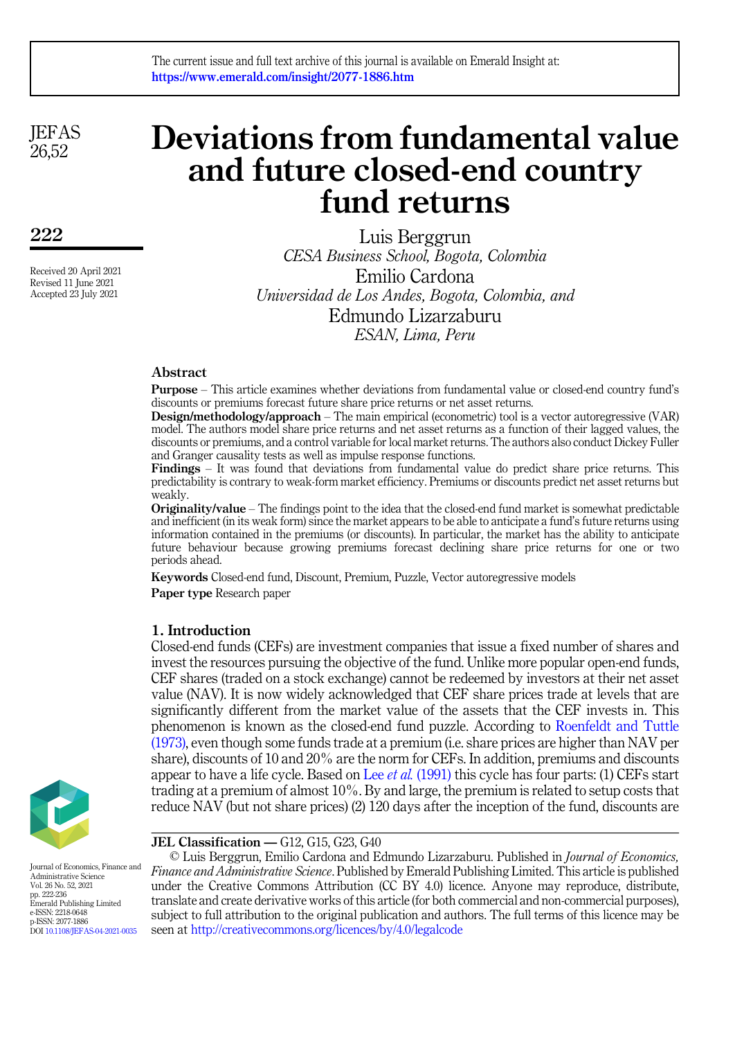# Deviations from fundamental value and future closed-end country fund returns

Luis Berggrun
*CESA Business School, Bogota, Colombia*

Emilio Cardona
*Universidad de Los Andes, Bogota, Colombia, and*

Edmundo Lizarzaburu
*ESAN, Lima, Peru*

Received 20 April 2021
Revised 11 June 2021
Accepted 23 July 2021

## Abstract

**Purpose** – This article examines whether deviations from fundamental value or closed-end country fund's discounts or premiums forecast future share price returns or net asset returns.

**Design/methodology/approach** – The main empirical (econometric) tool is a vector autoregressive (VAR) model. The authors model share price returns and net asset returns as a function of their lagged values, the discounts or premiums, and a control variable for local market returns. The authors also conduct Dickey Fuller and Granger causality tests as well as impulse response functions.

**Findings** – It was found that deviations from fundamental value do predict share price returns. This predictability is contrary to weak-form market efficiency. Premiums or discounts predict net asset returns but weakly.

**Originality/value** – The findings point to the idea that the closed-end fund market is somewhat predictable and inefficient (in its weak form) since the market appears to be able to anticipate a fund's future returns using information contained in the premiums (or discounts). In particular, the market has the ability to anticipate future behaviour because growing premiums forecast declining share price returns for one or two periods ahead.

**Keywords** Closed-end fund, Discount, Premium, Puzzle, Vector autoregressive models

**Paper type** Research paper

## 1. Introduction

Closed-end funds (CEFs) are investment companies that issue a fixed number of shares and invest the resources pursuing the objective of the fund. Unlike more popular open-end funds, CEF shares (traded on a stock exchange) cannot be redeemed by investors at their net asset value (NAV). It is now widely acknowledged that CEF share prices trade at levels that are significantly different from the market value of the assets that the CEF invests in. This phenomenon is known as the closed-end fund puzzle. According to Roenfeldt and Tuttle (1973), even though some funds trade at a premium (i.e. share prices are higher than NAV per share), discounts of 10 and 20% are the norm for CEFs. In addition, premiums and discounts appear to have a life cycle. Based on Lee *et al.* (1991) this cycle has four parts: (1) CEFs start trading at a premium of almost 10%. By and large, the premium is related to setup costs that reduce NAV (but not share prices) (2) 120 days after the inception of the fund, discounts are

**JEL Classification** — G12, G15, G23, G40

© Luis Berggrun, Emilio Cardona and Edmundo Lizarzaburu. Published in *Journal of Economics, Finance and Administrative Science*. Published by Emerald Publishing Limited. This article is published under the Creative Commons Attribution (CC BY 4.0) licence. Anyone may reproduce, distribute, translate and create derivative works of this article (for both commercial and non-commercial purposes), subject to full attribution to the original publication and authors. The full terms of this licence may be seen at http://creativecommons.org/licences/by/4.0/legalcode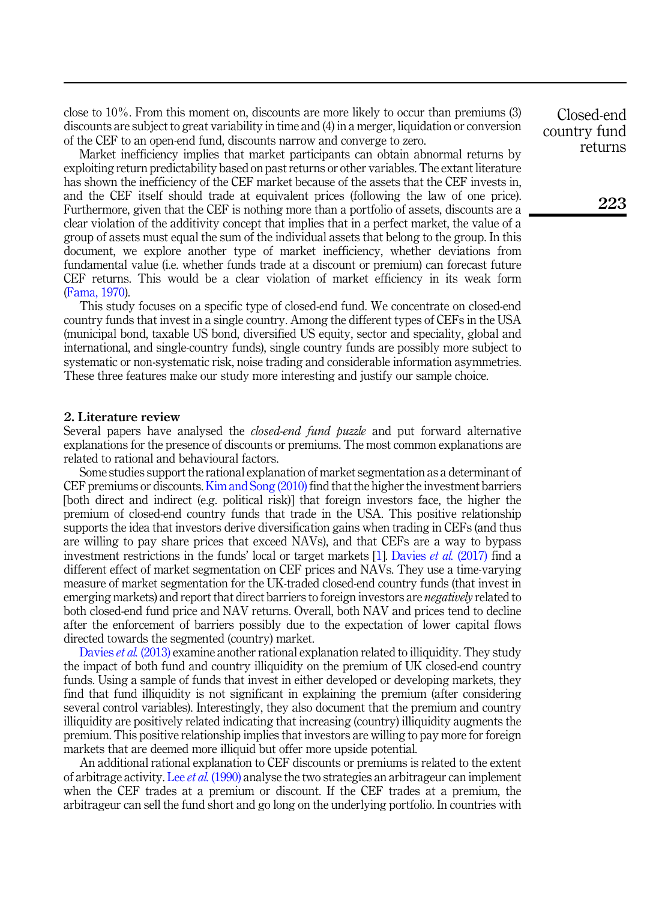close to 10%. From this moment on, discounts are more likely to occur than premiums (3) discounts are subject to great variability in time and (4) in a merger, liquidation or conversion of the CEF to an open-end fund, discounts narrow and converge to zero.

Market inefficiency implies that market participants can obtain abnormal returns by exploiting return predictability based on past returns or other variables. The extant literature has shown the inefficiency of the CEF market because of the assets that the CEF invests in, and the CEF itself should trade at equivalent prices (following the law of one price). Furthermore, given that the CEF is nothing more than a portfolio of assets, discounts are a clear violation of the additivity concept that implies that in a perfect market, the value of a group of assets must equal the sum of the individual assets that belong to the group. In this document, we explore another type of market inefficiency, whether deviations from fundamental value (i.e. whether funds trade at a discount or premium) can forecast future CEF returns. This would be a clear violation of market efficiency in its weak form (Fama, 1970).

This study focuses on a specific type of closed-end fund. We concentrate on closed-end country funds that invest in a single country. Among the different types of CEFs in the USA (municipal bond, taxable US bond, diversified US equity, sector and speciality, global and international, and single-country funds), single country funds are possibly more subject to systematic or non-systematic risk, noise trading and considerable information asymmetries. These three features make our study more interesting and justify our sample choice.

## 2. Literature review

Several papers have analysed the *closed-end fund puzzle* and put forward alternative explanations for the presence of discounts or premiums. The most common explanations are related to rational and behavioural factors.

Some studies support the rational explanation of market segmentation as a determinant of CEF premiums or discounts. Kim and Song (2010) find that the higher the investment barriers [both direct and indirect (e.g. political risk)] that foreign investors face, the higher the premium of closed-end country funds that trade in the USA. This positive relationship supports the idea that investors derive diversification gains when trading in CEFs (and thus are willing to pay share prices that exceed NAVs), and that CEFs are a way to bypass investment restrictions in the funds' local or target markets [1]. Davies *et al.* (2017) find a different effect of market segmentation on CEF prices and NAVs. They use a time-varying measure of market segmentation for the UK-traded closed-end country funds (that invest in emerging markets) and report that direct barriers to foreign investors are *negatively* related to both closed-end fund price and NAV returns. Overall, both NAV and prices tend to decline after the enforcement of barriers possibly due to the expectation of lower capital flows directed towards the segmented (country) market.

Davies *et al.* (2013) examine another rational explanation related to illiquidity. They study the impact of both fund and country illiquidity on the premium of UK closed-end country funds. Using a sample of funds that invest in either developed or developing markets, they find that fund illiquidity is not significant in explaining the premium (after considering several control variables). Interestingly, they also document that the premium and country illiquidity are positively related indicating that increasing (country) illiquidity augments the premium. This positive relationship implies that investors are willing to pay more for foreign markets that are deemed more illiquid but offer more upside potential.

An additional rational explanation to CEF discounts or premiums is related to the extent of arbitrage activity. Lee *et al.* (1990) analyse the two strategies an arbitrageur can implement when the CEF trades at a premium or discount. If the CEF trades at a premium, the arbitrageur can sell the fund short and go long on the underlying portfolio. In countries with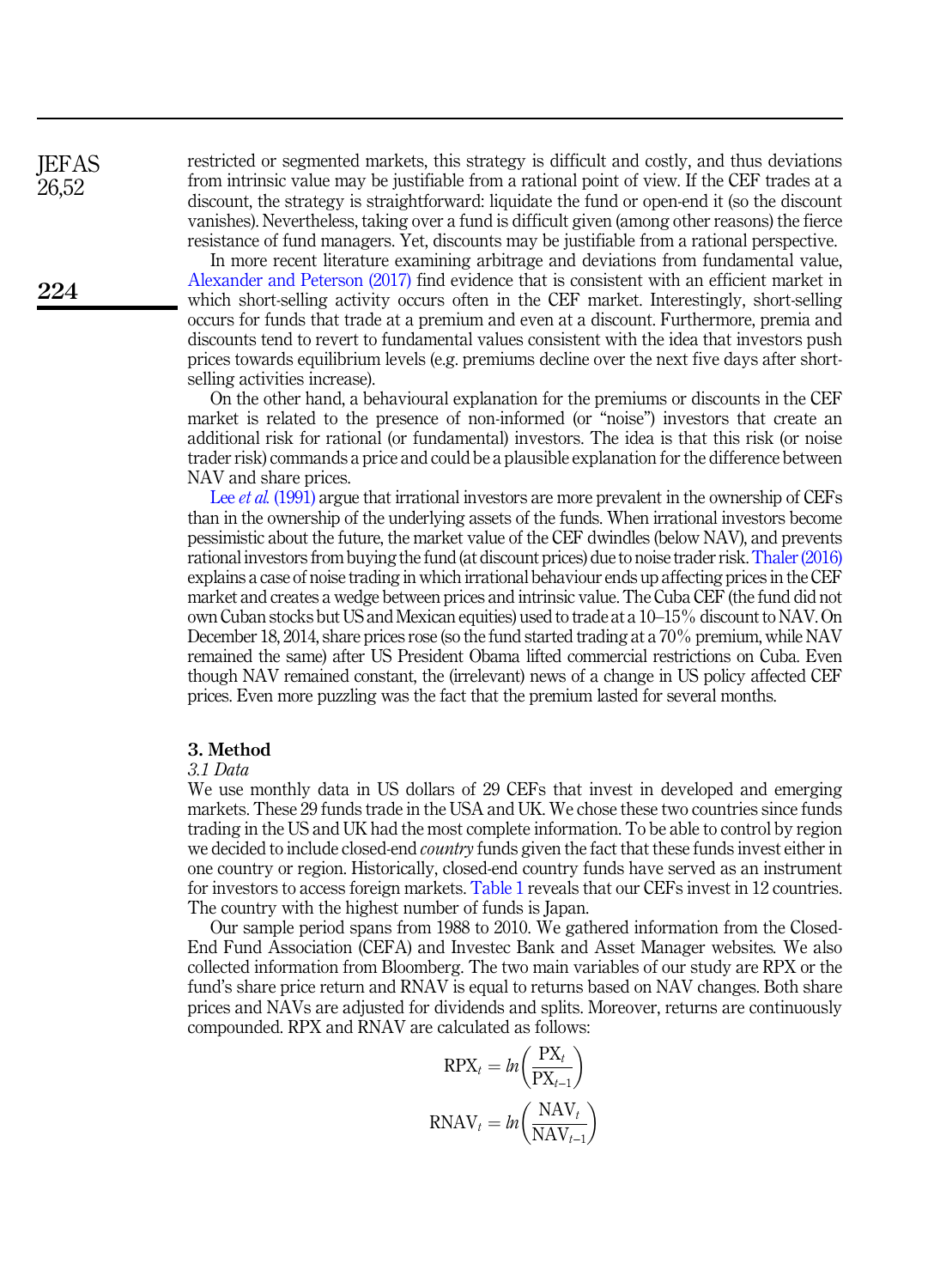restricted or segmented markets, this strategy is difficult and costly, and thus deviations from intrinsic value may be justifiable from a rational point of view. If the CEF trades at a discount, the strategy is straightforward: liquidate the fund or open-end it (so the discount vanishes). Nevertheless, taking over a fund is difficult given (among other reasons) the fierce resistance of fund managers. Yet, discounts may be justifiable from a rational perspective.

In more recent literature examining arbitrage and deviations from fundamental value, Alexander and Peterson (2017) find evidence that is consistent with an efficient market in which short-selling activity occurs often in the CEF market. Interestingly, short-selling occurs for funds that trade at a premium and even at a discount. Furthermore, premia and discounts tend to revert to fundamental values consistent with the idea that investors push prices towards equilibrium levels (e.g. premiums decline over the next five days after short-selling activities increase).

On the other hand, a behavioural explanation for the premiums or discounts in the CEF market is related to the presence of non-informed (or "noise") investors that create an additional risk for rational (or fundamental) investors. The idea is that this risk (or noise trader risk) commands a price and could be a plausible explanation for the difference between NAV and share prices.

Lee *et al.* (1991) argue that irrational investors are more prevalent in the ownership of CEFs than in the ownership of the underlying assets of the funds. When irrational investors become pessimistic about the future, the market value of the CEF dwindles (below NAV), and prevents rational investors from buying the fund (at discount prices) due to noise trader risk. Thaler (2016) explains a case of noise trading in which irrational behaviour ends up affecting prices in the CEF market and creates a wedge between prices and intrinsic value. The Cuba CEF (the fund did not own Cuban stocks but US and Mexican equities) used to trade at a 10–15% discount to NAV. On December 18, 2014, share prices rose (so the fund started trading at a 70% premium, while NAV remained the same) after US President Obama lifted commercial restrictions on Cuba. Even though NAV remained constant, the (irrelevant) news of a change in US policy affected CEF prices. Even more puzzling was the fact that the premium lasted for several months.

## 3. Method

### 3.1 Data

We use monthly data in US dollars of 29 CEFs that invest in developed and emerging markets. These 29 funds trade in the USA and UK. We chose these two countries since funds trading in the US and UK had the most complete information. To be able to control by region we decided to include closed-end *country* funds given the fact that these funds invest either in one country or region. Historically, closed-end country funds have served as an instrument for investors to access foreign markets. Table 1 reveals that our CEFs invest in 12 countries. The country with the highest number of funds is Japan.

Our sample period spans from 1988 to 2010. We gathered information from the Closed-End Fund Association (CEFA) and Investec Bank and Asset Manager websites. We also collected information from Bloomberg. The two main variables of our study are RPX or the fund's share price return and RNAV is equal to returns based on NAV changes. Both share prices and NAVs are adjusted for dividends and splits. Moreover, returns are continuously compounded. RPX and RNAV are calculated as follows:

$$\mathrm{RPX}_t = ln\left(\frac{\mathrm{PX}_t}{\mathrm{PX}_{t-1}}\right)$$

$$\mathrm{RNAV}_t = ln\left(\frac{\mathrm{NAV}_t}{\mathrm{NAV}_{t-1}}\right)$$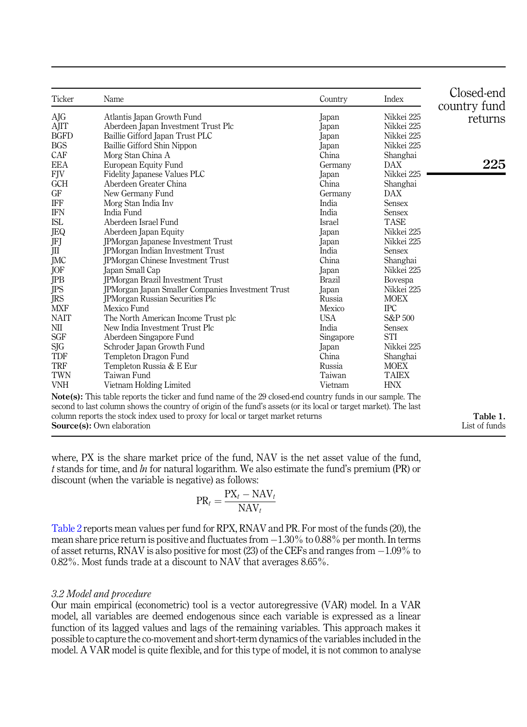Table 1. List of funds

| Ticker | Name | Country | Index |
|---|---|---|---|
| AJG | Atlantis Japan Growth Fund | Japan | Nikkei 225 |
| AJIT | Aberdeen Japan Investment Trust Plc | Japan | Nikkei 225 |
| BGFD | Baillie Gifford Japan Trust PLC | Japan | Nikkei 225 |
| BGS | Baillie Gifford Shin Nippon | Japan | Nikkei 225 |
| CAF | Morg Stan China A | China | Shanghai |
| EEA | European Equity Fund | Germany | DAX |
| FJV | Fidelity Japanese Values PLC | Japan | Nikkei 225 |
| GCH | Aberdeen Greater China | China | Shanghai |
| GF | New Germany Fund | Germany | DAX |
| IFF | Morg Stan India Inv | India | Sensex |
| IFN | India Fund | India | Sensex |
| ISL | Aberdeen Israel Fund | Israel | TASE |
| JEQ | Aberdeen Japan Equity | Japan | Nikkei 225 |
| JFJ | JPMorgan Japanese Investment Trust | Japan | Nikkei 225 |
| JII | JPMorgan Indian Investment Trust | India | Sensex |
| JMC | JPMorgan Chinese Investment Trust | China | Shanghai |
| JOF | Japan Small Cap | Japan | Nikkei 225 |
| JPB | JPMorgan Brazil Investment Trust | Brazil | Bovespa |
| JPS | JPMorgan Japan Smaller Companies Investment Trust | Japan | Nikkei 225 |
| JRS | JPMorgan Russian Securities Plc | Russia | MOEX |
| MXF | Mexico Fund | Mexico | IPC |
| NAIT | The North American Income Trust plc | USA | S&P 500 |
| NII | New India Investment Trust Plc | India | Sensex |
| SGF | Aberdeen Singapore Fund | Singapore | STI |
| SJG | Schroder Japan Growth Fund | Japan | Nikkei 225 |
| TDF | Templeton Dragon Fund | China | Shanghai |
| TRF | Templeton Russia & E Eur | Russia | MOEX |
| TWN | Taiwan Fund | Taiwan | TAIEX |
| VNH | Vietnam Holding Limited | Vietnam | HNX |

**Note(s):** This table reports the ticker and fund name of the 29 closed-end country funds in our sample. The second to last column shows the country of origin of the fund's assets (or its local or target market). The last column reports the stock index used to proxy for local or target market returns
**Source(s):** Own elaboration

where, PX is the share market price of the fund, NAV is the net asset value of the fund, $t$ stands for time, and *ln* for natural logarithm. We also estimate the fund's premium (PR) or discount (when the variable is negative) as follows:

$$\mathrm{PR}_t = \frac{\mathrm{PX}_t - \mathrm{NAV}_t}{\mathrm{NAV}_t}$$

Table 2 reports mean values per fund for RPX, RNAV and PR. For most of the funds (20), the mean share price return is positive and fluctuates from −1.30% to 0.88% per month. In terms of asset returns, RNAV is also positive for most (23) of the CEFs and ranges from −1.09% to 0.82%. Most funds trade at a discount to NAV that averages 8.65%.

### *3.2 Model and procedure*

Our main empirical (econometric) tool is a vector autoregressive (VAR) model. In a VAR model, all variables are deemed endogenous since each variable is expressed as a linear function of its lagged values and lags of the remaining variables. This approach makes it possible to capture the co-movement and short-term dynamics of the variables included in the model. A VAR model is quite flexible, and for this type of model, it is not common to analyse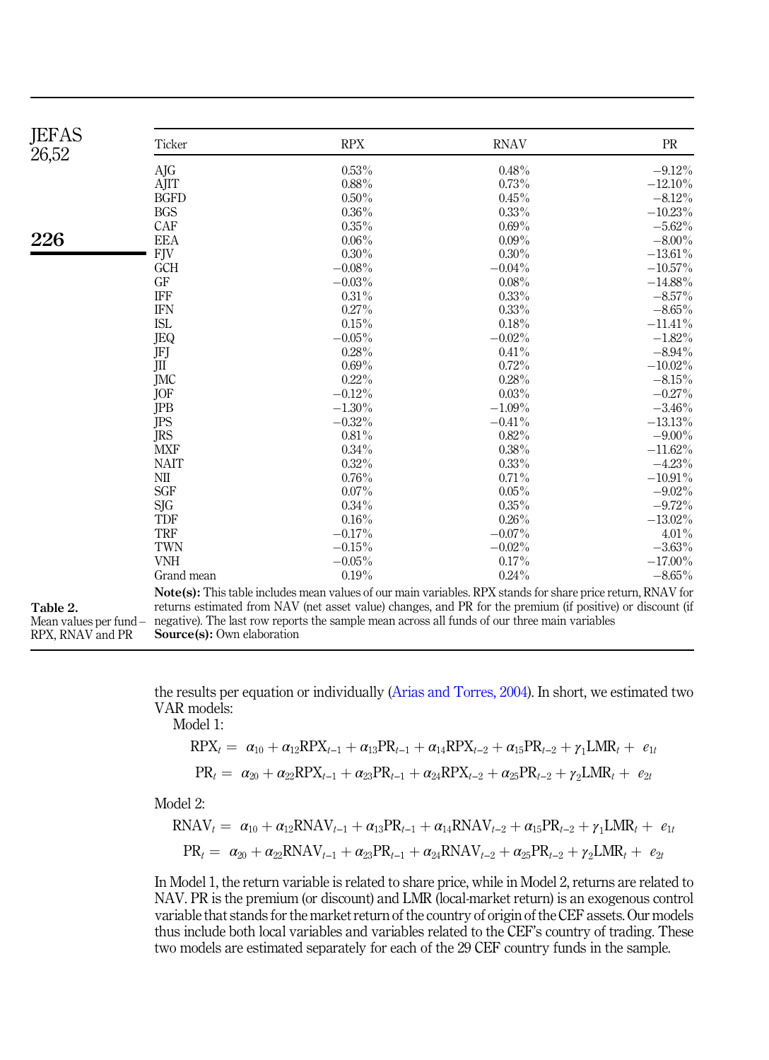Table 2. Mean values per fund – RPX, RNAV and PR

| Ticker | RPX | RNAV | PR |
|---|---|---|---|
| AJG | 0.53% | 0.48% | −9.12% |
| AJIT | 0.88% | 0.73% | −12.10% |
| BGFD | 0.50% | 0.45% | −8.12% |
| BGS | 0.36% | 0.33% | −10.23% |
| CAF | 0.35% | 0.69% | −5.62% |
| EEA | 0.06% | 0.09% | −8.00% |
| FJV | 0.30% | 0.30% | −13.61% |
| GCH | −0.08% | −0.04% | −10.57% |
| GF | −0.03% | 0.08% | −14.88% |
| IFF | 0.31% | 0.33% | −8.57% |
| IFN | 0.27% | 0.33% | −8.65% |
| ISL | 0.15% | 0.18% | −11.41% |
| JEQ | −0.05% | −0.02% | −1.82% |
| JFJ | 0.28% | 0.41% | −8.94% |
| JII | 0.69% | 0.72% | −10.02% |
| JMC | 0.22% | 0.28% | −8.15% |
| JOF | −0.12% | 0.03% | −0.27% |
| JPB | −1.30% | −1.09% | −3.46% |
| JPS | −0.32% | −0.41% | −13.13% |
| JRS | 0.81% | 0.82% | −9.00% |
| MXF | 0.34% | 0.38% | −11.62% |
| NAIT | 0.32% | 0.33% | −4.23% |
| NII | 0.76% | 0.71% | −10.91% |
| SGF | 0.07% | 0.05% | −9.02% |
| SJG | 0.34% | 0.35% | −9.72% |
| TDF | 0.16% | 0.26% | −13.02% |
| TRF | −0.17% | −0.07% | 4.01% |
| TWN | −0.15% | −0.02% | −3.63% |
| VNH | −0.05% | 0.17% | −17.00% |
| Grand mean | 0.19% | 0.24% | −8.65% |

**Note(s):** This table includes mean values of our main variables. RPX stands for share price return, RNAV for returns estimated from NAV (net asset value) changes, and PR for the premium (if positive) or discount (if negative). The last row reports the sample mean across all funds of our three main variables

**Source(s):** Own elaboration

the results per equation or individually (Arias and Torres, 2004). In short, we estimated two VAR models:

Model 1:

$$\mathrm{RPX}_t = \alpha_{10} + \alpha_{12}\mathrm{RPX}_{t-1} + \alpha_{13}\mathrm{PR}_{t-1} + \alpha_{14}\mathrm{RPX}_{t-2} + \alpha_{15}\mathrm{PR}_{t-2} + \gamma_1\mathrm{LMR}_t + e_{1t}$$

$$\mathrm{PR}_t = \alpha_{20} + \alpha_{22}\mathrm{RPX}_{t-1} + \alpha_{23}\mathrm{PR}_{t-1} + \alpha_{24}\mathrm{RPX}_{t-2} + \alpha_{25}\mathrm{PR}_{t-2} + \gamma_2\mathrm{LMR}_t + e_{2t}$$

Model 2:

$$\mathrm{RNAV}_t = \alpha_{10} + \alpha_{12}\mathrm{RNAV}_{t-1} + \alpha_{13}\mathrm{PR}_{t-1} + \alpha_{14}\mathrm{RNAV}_{t-2} + \alpha_{15}\mathrm{PR}_{t-2} + \gamma_1\mathrm{LMR}_t + e_{1t}$$

$$\mathrm{PR}_t = \alpha_{20} + \alpha_{22}\mathrm{RNAV}_{t-1} + \alpha_{23}\mathrm{PR}_{t-1} + \alpha_{24}\mathrm{RNAV}_{t-2} + \alpha_{25}\mathrm{PR}_{t-2} + \gamma_2\mathrm{LMR}_t + e_{2t}$$

In Model 1, the return variable is related to share price, while in Model 2, returns are related to NAV. PR is the premium (or discount) and LMR (local-market return) is an exogenous control variable that stands for the market return of the country of origin of the CEF assets. Our models thus include both local variables and variables related to the CEF's country of trading. These two models are estimated separately for each of the 29 CEF country funds in the sample.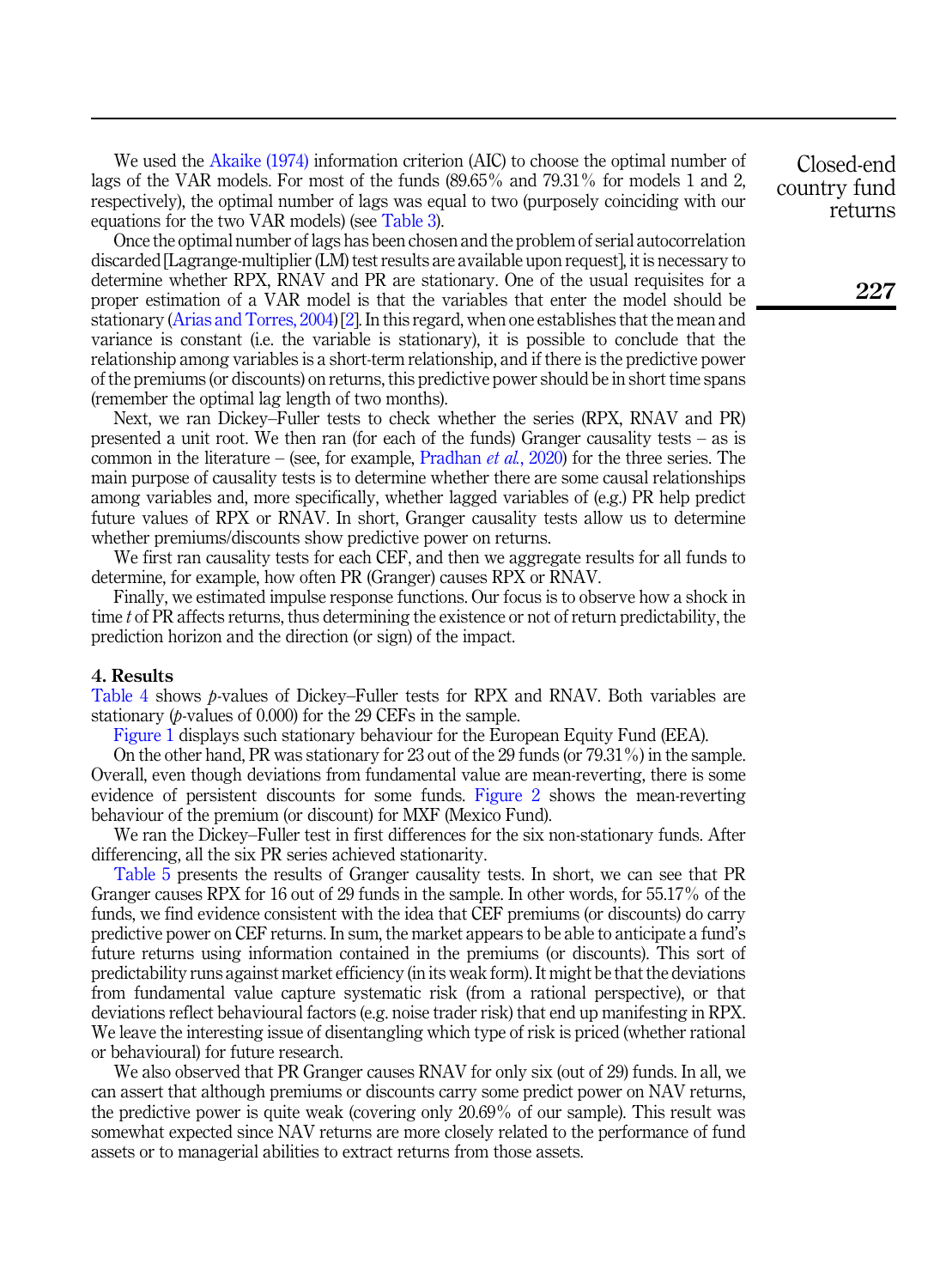We used the Akaike (1974) information criterion (AIC) to choose the optimal number of lags of the VAR models. For most of the funds (89.65% and 79.31% for models 1 and 2, respectively), the optimal number of lags was equal to two (purposely coinciding with our equations for the two VAR models) (see Table 3).

Once the optimal number of lags has been chosen and the problem of serial autocorrelation discarded [Lagrange-multiplier (LM) test results are available upon request], it is necessary to determine whether RPX, RNAV and PR are stationary. One of the usual requisites for a proper estimation of a VAR model is that the variables that enter the model should be stationary (Arias and Torres, 2004) [2]. In this regard, when one establishes that the mean and variance is constant (i.e. the variable is stationary), it is possible to conclude that the relationship among variables is a short-term relationship, and if there is the predictive power of the premiums (or discounts) on returns, this predictive power should be in short time spans (remember the optimal lag length of two months).

Next, we ran Dickey–Fuller tests to check whether the series (RPX, RNAV and PR) presented a unit root. We then ran (for each of the funds) Granger causality tests – as is common in the literature – (see, for example, Pradhan *et al.*, 2020) for the three series. The main purpose of causality tests is to determine whether there are some causal relationships among variables and, more specifically, whether lagged variables of (e.g.) PR help predict future values of RPX or RNAV. In short, Granger causality tests allow us to determine whether premiums/discounts show predictive power on returns.

We first ran causality tests for each CEF, and then we aggregate results for all funds to determine, for example, how often PR (Granger) causes RPX or RNAV.

Finally, we estimated impulse response functions. Our focus is to observe how a shock in time *t* of PR affects returns, thus determining the existence or not of return predictability, the prediction horizon and the direction (or sign) of the impact.

## 4. Results

Table 4 shows *p*-values of Dickey–Fuller tests for RPX and RNAV. Both variables are stationary (*p*-values of 0.000) for the 29 CEFs in the sample.

Figure 1 displays such stationary behaviour for the European Equity Fund (EEA).

On the other hand, PR was stationary for 23 out of the 29 funds (or 79.31%) in the sample. Overall, even though deviations from fundamental value are mean-reverting, there is some evidence of persistent discounts for some funds. Figure 2 shows the mean-reverting behaviour of the premium (or discount) for MXF (Mexico Fund).

We ran the Dickey–Fuller test in first differences for the six non-stationary funds. After differencing, all the six PR series achieved stationarity.

Table 5 presents the results of Granger causality tests. In short, we can see that PR Granger causes RPX for 16 out of 29 funds in the sample. In other words, for 55.17% of the funds, we find evidence consistent with the idea that CEF premiums (or discounts) do carry predictive power on CEF returns. In sum, the market appears to be able to anticipate a fund's future returns using information contained in the premiums (or discounts). This sort of predictability runs against market efficiency (in its weak form). It might be that the deviations from fundamental value capture systematic risk (from a rational perspective), or that deviations reflect behavioural factors (e.g. noise trader risk) that end up manifesting in RPX. We leave the interesting issue of disentangling which type of risk is priced (whether rational or behavioural) for future research.

We also observed that PR Granger causes RNAV for only six (out of 29) funds. In all, we can assert that although premiums or discounts carry some predict power on NAV returns, the predictive power is quite weak (covering only 20.69% of our sample). This result was somewhat expected since NAV returns are more closely related to the performance of fund assets or to managerial abilities to extract returns from those assets.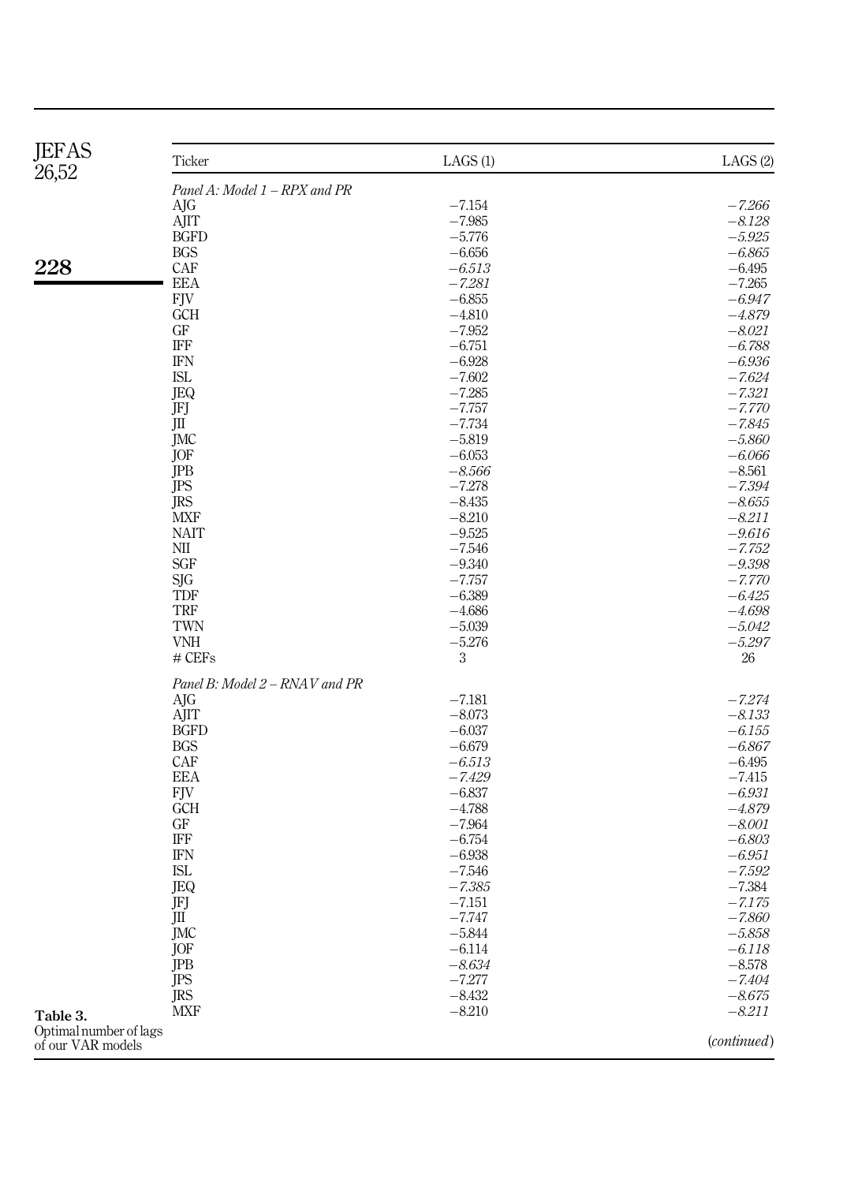Table 3. Optimal number of lags of our VAR models

| Ticker | LAGS (1) | LAGS (2) |
|---|---|---|
| *Panel A: Model 1 – RPX and PR* | | |
| AJG | −7.154 | *−7.266* |
| AJIT | −7.985 | *−8.128* |
| BGFD | −5.776 | *−5.925* |
| BGS | −6.656 | *−6.865* |
| CAF | *−6.513* | −6.495 |
| EEA | *−7.281* | −7.265 |
| FJV | −6.855 | *−6.947* |
| GCH | −4.810 | *−4.879* |
| GF | −7.952 | *−8.021* |
| IFF | −6.751 | *−6.788* |
| IFN | −6.928 | *−6.936* |
| ISL | −7.602 | *−7.624* |
| JEQ | −7.285 | *−7.321* |
| JFJ | −7.757 | *−7.770* |
| JII | −7.734 | *−7.845* |
| JMC | −5.819 | *−5.860* |
| JOF | −6.053 | *−6.066* |
| JPB | *−8.566* | −8.561 |
| JPS | −7.278 | *−7.394* |
| JRS | −8.435 | *−8.655* |
| MXF | −8.210 | *−8.211* |
| NAIT | −9.525 | *−9.616* |
| NII | −7.546 | *−7.752* |
| SGF | −9.340 | *−9.398* |
| SJG | −7.757 | *−7.770* |
| TDF | −6.389 | *−6.425* |
| TRF | −4.686 | *−4.698* |
| TWN | −5.039 | *−5.042* |
| VNH | −5.276 | *−5.297* |
| # CEFs | 3 | 26 |
| *Panel B: Model 2 – RNAV and PR* | | |
| AJG | −7.181 | *−7.274* |
| AJIT | −8.073 | *−8.133* |
| BGFD | −6.037 | *−6.155* |
| BGS | −6.679 | *−6.867* |
| CAF | *−6.513* | −6.495 |
| EEA | *−7.429* | −7.415 |
| FJV | −6.837 | *−6.931* |
| GCH | −4.788 | *−4.879* |
| GF | −7.964 | *−8.001* |
| IFF | −6.754 | *−6.803* |
| IFN | −6.938 | *−6.951* |
| ISL | −7.546 | *−7.592* |
| JEQ | *−7.385* | −7.384 |
| JFJ | −7.151 | *−7.175* |
| JII | −7.747 | *−7.860* |
| JMC | −5.844 | *−5.858* |
| JOF | −6.114 | *−6.118* |
| JPB | *−8.634* | −8.578 |
| JPS | −7.277 | *−7.404* |
| JRS | −8.432 | *−8.675* |
| MXF | −8.210 | *−8.211* |

(*continued*)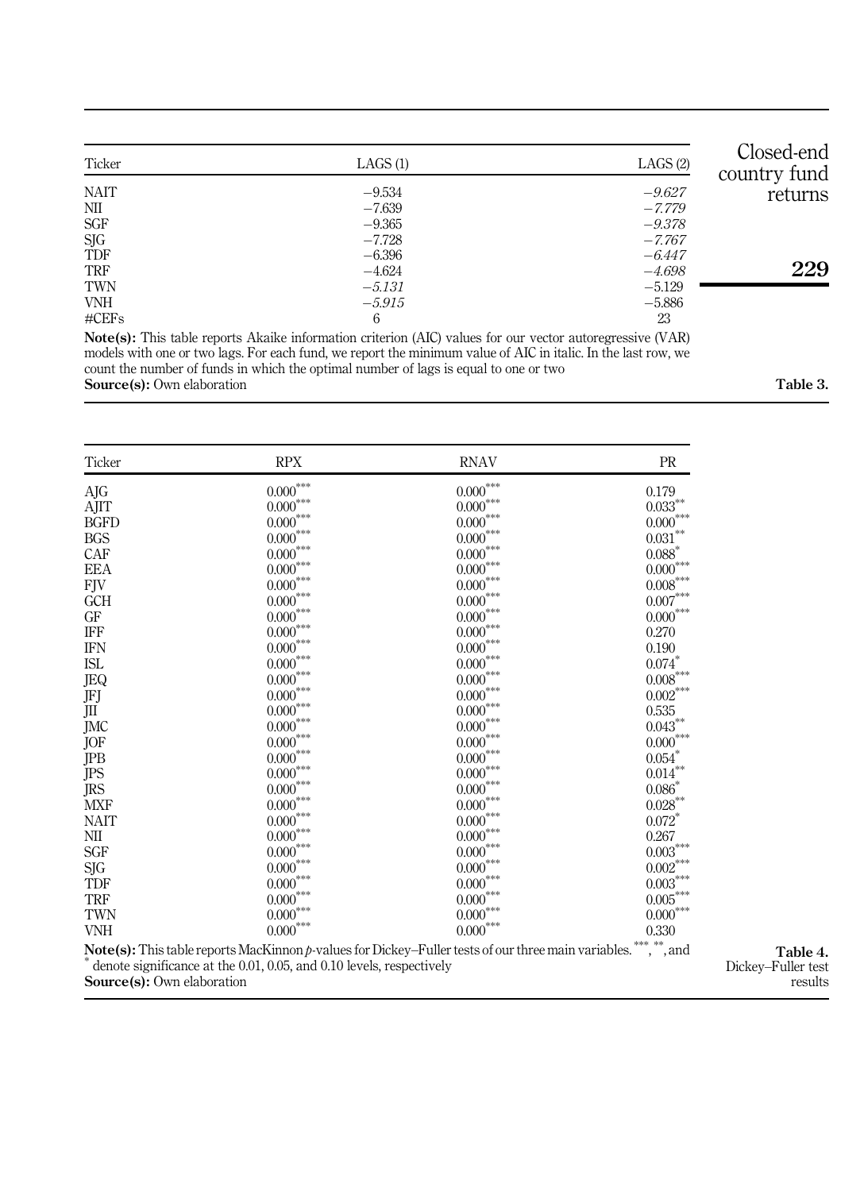| Ticker | LAGS (1) | LAGS (2) |
| --- | --- | --- |
| NAIT | −9.534 | *−9.627* |
| NII | −7.639 | *−7.779* |
| SGF | −9.365 | *−9.378* |
| SJG | −7.728 | *−7.767* |
| TDF | −6.396 | *−6.447* |
| TRF | −4.624 | *−4.698* |
| TWN | *−5.131* | −5.129 |
| VNH | *−5.915* | −5.886 |
| #CEFs | 6 | 23 |

**Note(s):** This table reports Akaike information criterion (AIC) values for our vector autoregressive (VAR) models with one or two lags. For each fund, we report the minimum value of AIC in italic. In the last row, we count the number of funds in which the optimal number of lags is equal to one or two
**Source(s):** Own elaboration

**Table 3.**

| Ticker | RPX | RNAV | PR |
| --- | --- | --- | --- |
| AJG | 0.000*** | 0.000*** | 0.179 |
| AJIT | 0.000*** | 0.000*** | 0.033** |
| BGFD | 0.000*** | 0.000*** | 0.000*** |
| BGS | 0.000*** | 0.000*** | 0.031** |
| CAF | 0.000*** | 0.000*** | 0.088* |
| EEA | 0.000*** | 0.000*** | 0.000*** |
| FJV | 0.000*** | 0.000*** | 0.008*** |
| GCH | 0.000*** | 0.000*** | 0.007*** |
| GF | 0.000*** | 0.000*** | 0.000*** |
| IFF | 0.000*** | 0.000*** | 0.270 |
| IFN | 0.000*** | 0.000*** | 0.190 |
| ISL | 0.000*** | 0.000*** | 0.074* |
| JEQ | 0.000*** | 0.000*** | 0.008*** |
| JFJ | 0.000*** | 0.000*** | 0.002*** |
| JII | 0.000*** | 0.000*** | 0.535 |
| JMC | 0.000*** | 0.000*** | 0.043** |
| JOF | 0.000*** | 0.000*** | 0.000*** |
| JPB | 0.000*** | 0.000*** | 0.054* |
| JPS | 0.000*** | 0.000*** | 0.014** |
| JRS | 0.000*** | 0.000*** | 0.086* |
| MXF | 0.000*** | 0.000*** | 0.028** |
| NAIT | 0.000*** | 0.000*** | 0.072* |
| NII | 0.000*** | 0.000*** | 0.267 |
| SGF | 0.000*** | 0.000*** | 0.003*** |
| SJG | 0.000*** | 0.000*** | 0.002*** |
| TDF | 0.000*** | 0.000*** | 0.003*** |
| TRF | 0.000*** | 0.000*** | 0.005*** |
| TWN | 0.000*** | 0.000*** | 0.000*** |
| VNH | 0.000*** | 0.000*** | 0.330 |

**Note(s):** This table reports MacKinnon $p$-values for Dickey–Fuller tests of our three main variables. ***, **, and * denote significance at the 0.01, 0.05, and 0.10 levels, respectively
**Source(s):** Own elaboration

**Table 4.** Dickey–Fuller test results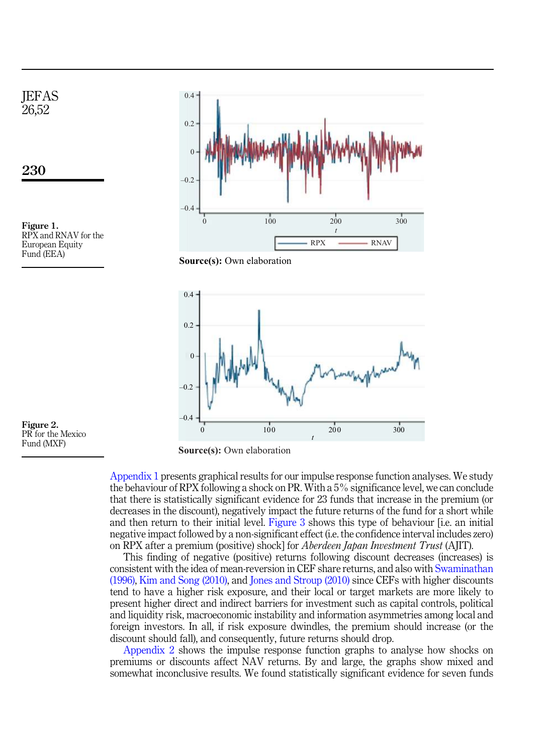Figure 1. RPX and RNAV for the European Equity Fund (EEA)

**Source(s):** Own elaboration

Figure 2. PR for the Mexico Fund (MXF)

**Source(s):** Own elaboration

Appendix 1 presents graphical results for our impulse response function analyses. We study the behaviour of RPX following a shock on PR. With a 5% significance level, we can conclude that there is statistically significant evidence for 23 funds that increase in the premium (or decreases in the discount), negatively impact the future returns of the fund for a short while and then return to their initial level. Figure 3 shows this type of behaviour [i.e. an initial negative impact followed by a non-significant effect (i.e. the confidence interval includes zero) on RPX after a premium (positive) shock] for *Aberdeen Japan Investment Trust* (AJIT).

This finding of negative (positive) returns following discount decreases (increases) is consistent with the idea of mean-reversion in CEF share returns, and also with Swaminathan (1996), Kim and Song (2010), and Jones and Stroup (2010) since CEFs with higher discounts tend to have a higher risk exposure, and their local or target markets are more likely to present higher direct and indirect barriers for investment such as capital controls, political and liquidity risk, macroeconomic instability and information asymmetries among local and foreign investors. In all, if risk exposure dwindles, the premium should increase (or the discount should fall), and consequently, future returns should drop.

Appendix 2 shows the impulse response function graphs to analyse how shocks on premiums or discounts affect NAV returns. By and large, the graphs show mixed and somewhat inconclusive results. We found statistically significant evidence for seven funds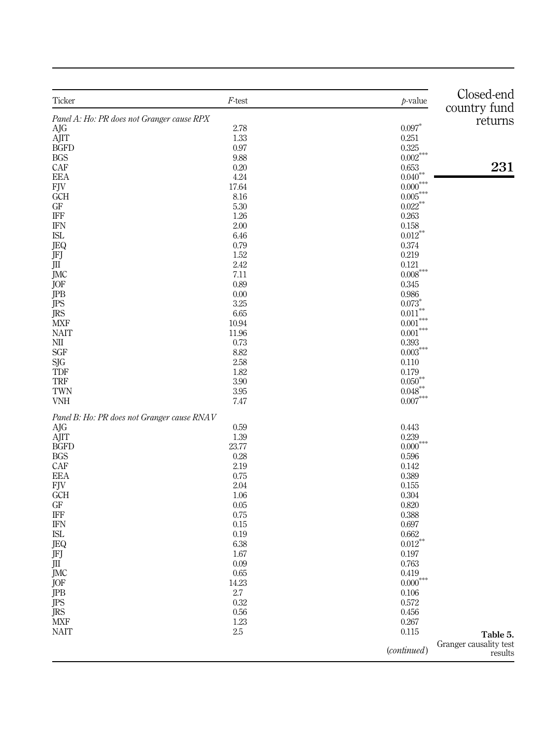| Ticker | $F$-test | $p$-value |
|---|---|---|
| *Panel A: Ho: PR does not Granger cause RPX* | | |
| AJG | 2.78 | 0.097* |
| AJIT | 1.33 | 0.251 |
| BGFD | 0.97 | 0.325 |
| BGS | 9.88 | 0.002*** |
| CAF | 0.20 | 0.653 |
| EEA | 4.24 | 0.040** |
| FJV | 17.64 | 0.000*** |
| GCH | 8.16 | 0.005*** |
| GF | 5.30 | 0.022** |
| IFF | 1.26 | 0.263 |
| IFN | 2.00 | 0.158 |
| ISL | 6.46 | 0.012** |
| JEQ | 0.79 | 0.374 |
| JFJ | 1.52 | 0.219 |
| JII | 2.42 | 0.121 |
| JMC | 7.11 | 0.008*** |
| JOF | 0.89 | 0.345 |
| JPB | 0.00 | 0.986 |
| JPS | 3.25 | 0.073* |
| JRS | 6.65 | 0.011** |
| MXF | 10.94 | 0.001*** |
| NAIT | 11.96 | 0.001*** |
| NII | 0.73 | 0.393 |
| SGF | 8.82 | 0.003*** |
| SJG | 2.58 | 0.110 |
| TDF | 1.82 | 0.179 |
| TRF | 3.90 | 0.050** |
| TWN | 3.95 | 0.048** |
| VNH | 7.47 | 0.007*** |
| *Panel B: Ho: PR does not Granger cause RNAV* | | |
| AJG | 0.59 | 0.443 |
| AJIT | 1.39 | 0.239 |
| BGFD | 23.77 | 0.000*** |
| BGS | 0.28 | 0.596 |
| CAF | 2.19 | 0.142 |
| EEA | 0.75 | 0.389 |
| FJV | 2.04 | 0.155 |
| GCH | 1.06 | 0.304 |
| GF | 0.05 | 0.820 |
| IFF | 0.75 | 0.388 |
| IFN | 0.15 | 0.697 |
| ISL | 0.19 | 0.662 |
| JEQ | 6.38 | 0.012** |
| JFJ | 1.67 | 0.197 |
| JII | 0.09 | 0.763 |
| JMC | 0.65 | 0.419 |
| JOF | 14.23 | 0.000*** |
| JPB | 2.7 | 0.106 |
| JPS | 0.32 | 0.572 |
| JRS | 0.56 | 0.456 |
| MXF | 1.23 | 0.267 |
| NAIT | 2.5 | 0.115 |
| | | (*continued*) |

**Table 5.** Granger causality test results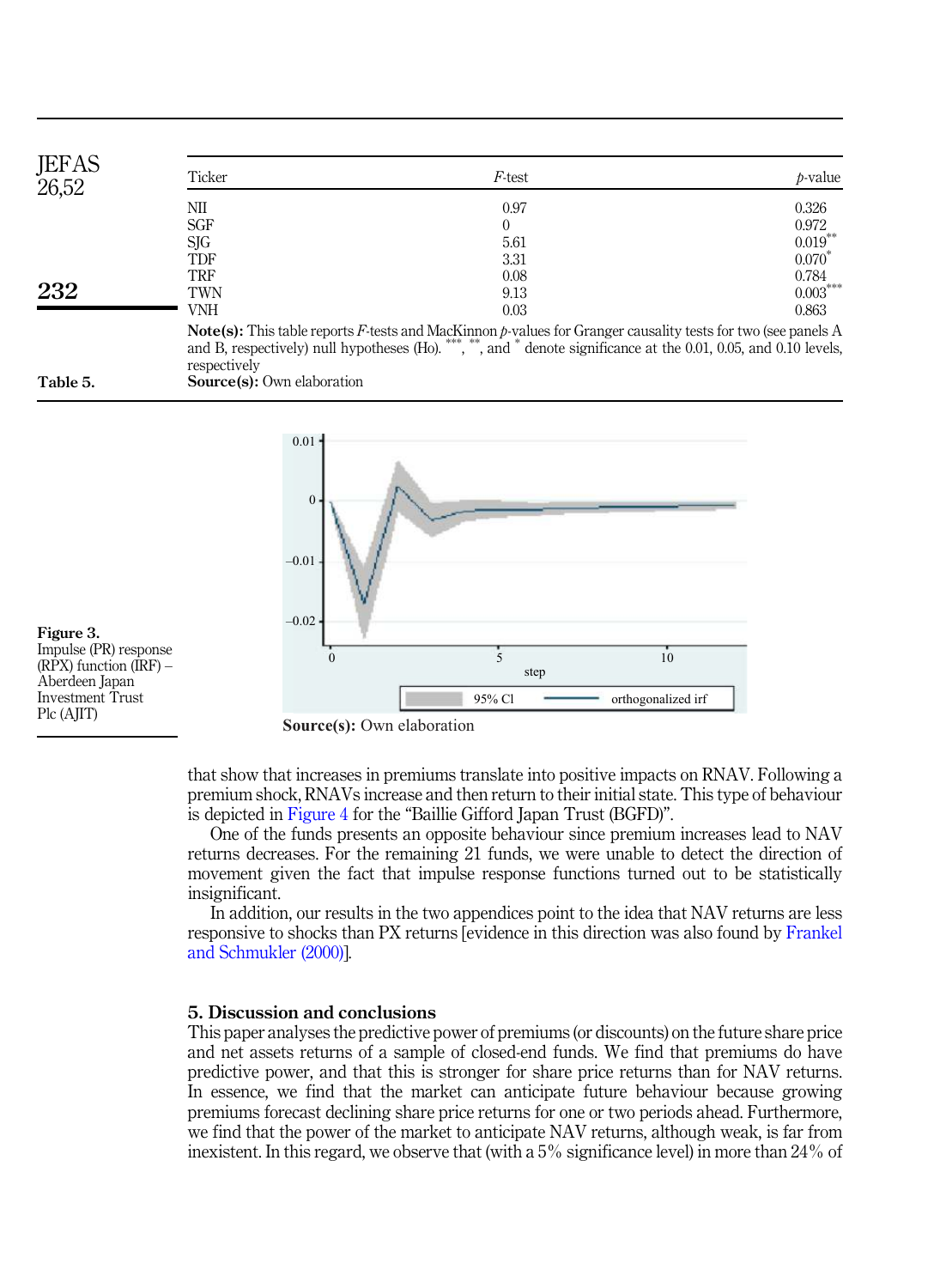| Ticker | F-test | p-value |
|---|---|---|
| NII | 0.97 | 0.326 |
| SGF | 0 | 0.972 |
| SJG | 5.61 | 0.019** |
| TDF | 3.31 | 0.070* |
| TRF | 0.08 | 0.784 |
| TWN | 9.13 | 0.003*** |
| VNH | 0.03 | 0.863 |

**Note(s):** This table reports *F*-tests and MacKinnon *p*-values for Granger causality tests for two (see panels A and B, respectively) null hypotheses (Ho). ***, **, and * denote significance at the 0.01, 0.05, and 0.10 levels, respectively

**Source(s):** Own elaboration

**Table 5.**

**Figure 3.** Impulse (PR) response (RPX) function (IRF) – Aberdeen Japan Investment Trust Plc (AJIT)

**Source(s):** Own elaboration

that show that increases in premiums translate into positive impacts on RNAV. Following a premium shock, RNAVs increase and then return to their initial state. This type of behaviour is depicted in Figure 4 for the "Baillie Gifford Japan Trust (BGFD)".

One of the funds presents an opposite behaviour since premium increases lead to NAV returns decreases. For the remaining 21 funds, we were unable to detect the direction of movement given the fact that impulse response functions turned out to be statistically insignificant.

In addition, our results in the two appendices point to the idea that NAV returns are less responsive to shocks than PX returns [evidence in this direction was also found by Frankel and Schmukler (2000)].

## 5. Discussion and conclusions

This paper analyses the predictive power of premiums (or discounts) on the future share price and net assets returns of a sample of closed-end funds. We find that premiums do have predictive power, and that this is stronger for share price returns than for NAV returns. In essence, we find that the market can anticipate future behaviour because growing premiums forecast declining share price returns for one or two periods ahead. Furthermore, we find that the power of the market to anticipate NAV returns, although weak, is far from inexistent. In this regard, we observe that (with a 5% significance level) in more than 24% of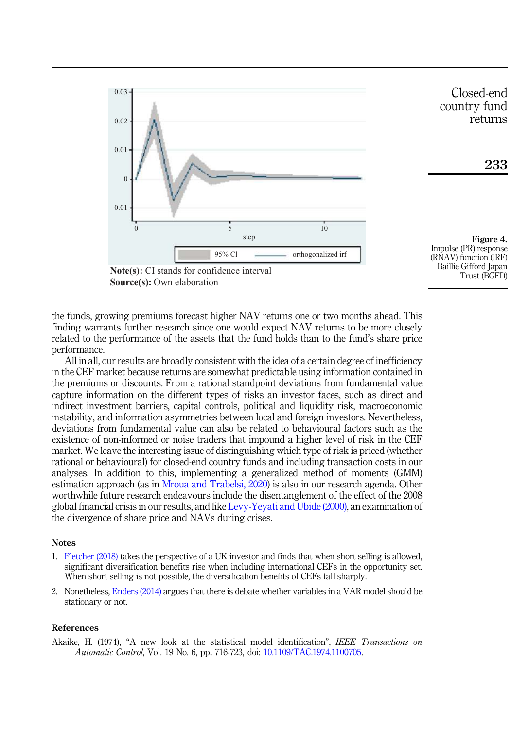Note(s): CI stands for confidence interval
Source(s): Own elaboration

**Figure 4.** Impulse (PR) response (RNAV) function (IRF) – Baillie Gifford Japan Trust (BGFD)

the funds, growing premiums forecast higher NAV returns one or two months ahead. This finding warrants further research since one would expect NAV returns to be more closely related to the performance of the assets that the fund holds than to the fund's share price performance.

All in all, our results are broadly consistent with the idea of a certain degree of inefficiency in the CEF market because returns are somewhat predictable using information contained in the premiums or discounts. From a rational standpoint deviations from fundamental value capture information on the different types of risks an investor faces, such as direct and indirect investment barriers, capital controls, political and liquidity risk, macroeconomic instability, and information asymmetries between local and foreign investors. Nevertheless, deviations from fundamental value can also be related to behavioural factors such as the existence of non-informed or noise traders that impound a higher level of risk in the CEF market. We leave the interesting issue of distinguishing which type of risk is priced (whether rational or behavioural) for closed-end country funds and including transaction costs in our analyses. In addition to this, implementing a generalized method of moments (GMM) estimation approach (as in Mroua and Trabelsi, 2020) is also in our research agenda. Other worthwhile future research endeavours include the disentanglement of the effect of the 2008 global financial crisis in our results, and like Levy-Yeyati and Ubide (2000), an examination of the divergence of share price and NAVs during crises.

## Notes

1. Fletcher (2018) takes the perspective of a UK investor and finds that when short selling is allowed, significant diversification benefits rise when including international CEFs in the opportunity set. When short selling is not possible, the diversification benefits of CEFs fall sharply.
2. Nonetheless, Enders (2014) argues that there is debate whether variables in a VAR model should be stationary or not.

## References

Akaike, H. (1974), "A new look at the statistical model identification", *IEEE Transactions on Automatic Control*, Vol. 19 No. 6, pp. 716-723, doi: 10.1109/TAC.1974.1100705.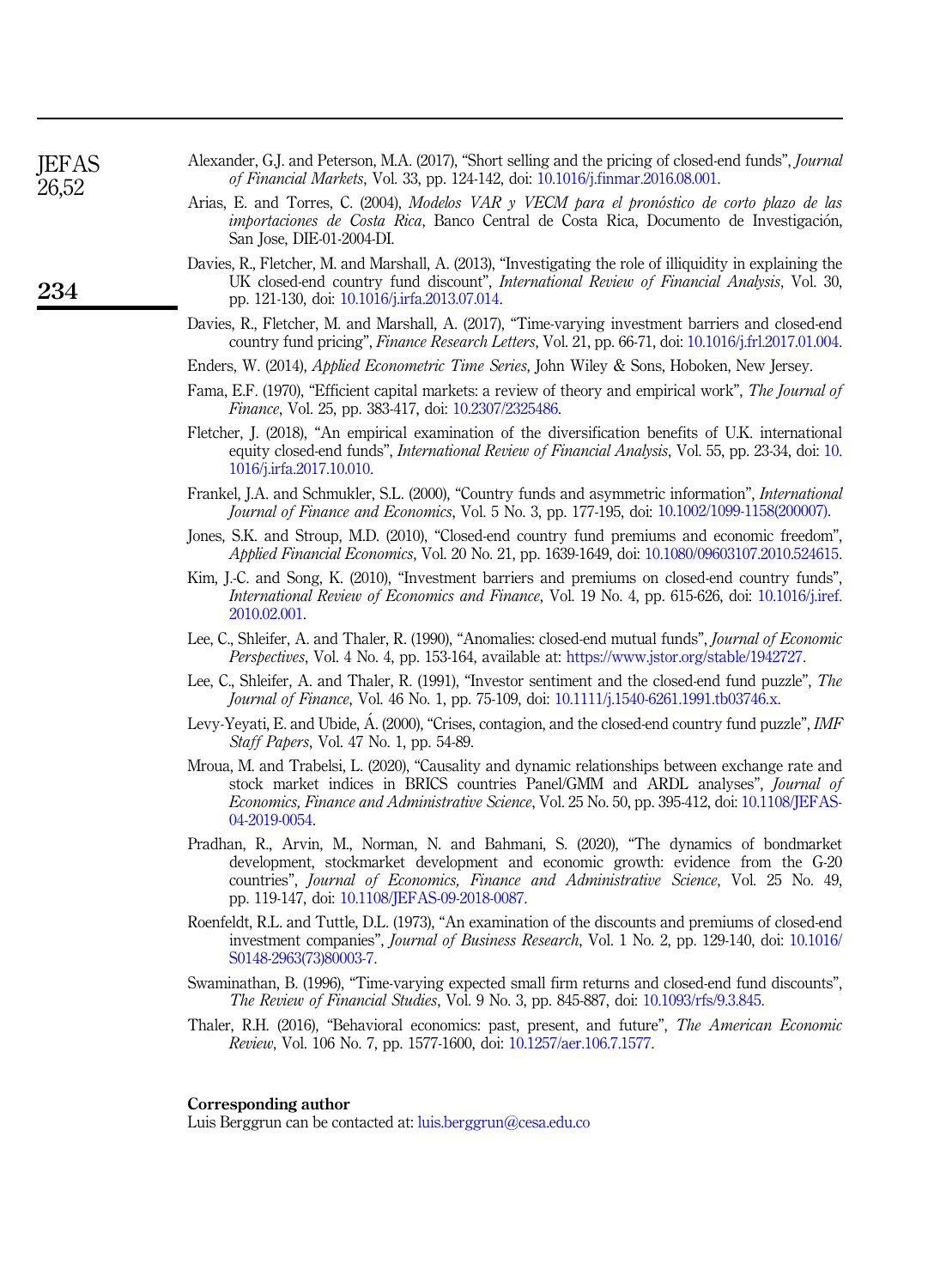Alexander, G.J. and Peterson, M.A. (2017), "Short selling and the pricing of closed-end funds", *Journal of Financial Markets*, Vol. 33, pp. 124-142, doi: 10.1016/j.finmar.2016.08.001.

Arias, E. and Torres, C. (2004), *Modelos VAR y VECM para el pronóstico de corto plazo de las importaciones de Costa Rica*, Banco Central de Costa Rica, Documento de Investigación, San Jose, DIE-01-2004-DI.

Davies, R., Fletcher, M. and Marshall, A. (2013), "Investigating the role of illiquidity in explaining the UK closed-end country fund discount", *International Review of Financial Analysis*, Vol. 30, pp. 121-130, doi: 10.1016/j.irfa.2013.07.014.

Davies, R., Fletcher, M. and Marshall, A. (2017), "Time-varying investment barriers and closed-end country fund pricing", *Finance Research Letters*, Vol. 21, pp. 66-71, doi: 10.1016/j.frl.2017.01.004.

Enders, W. (2014), *Applied Econometric Time Series*, John Wiley & Sons, Hoboken, New Jersey.

Fama, E.F. (1970), "Efficient capital markets: a review of theory and empirical work", *The Journal of Finance*, Vol. 25, pp. 383-417, doi: 10.2307/2325486.

Fletcher, J. (2018), "An empirical examination of the diversification benefits of U.K. international equity closed-end funds", *International Review of Financial Analysis*, Vol. 55, pp. 23-34, doi: 10.1016/j.irfa.2017.10.010.

Frankel, J.A. and Schmukler, S.L. (2000), "Country funds and asymmetric information", *International Journal of Finance and Economics*, Vol. 5 No. 3, pp. 177-195, doi: 10.1002/1099-1158(200007).

Jones, S.K. and Stroup, M.D. (2010), "Closed-end country fund premiums and economic freedom", *Applied Financial Economics*, Vol. 20 No. 21, pp. 1639-1649, doi: 10.1080/09603107.2010.524615.

Kim, J.-C. and Song, K. (2010), "Investment barriers and premiums on closed-end country funds", *International Review of Economics and Finance*, Vol. 19 No. 4, pp. 615-626, doi: 10.1016/j.iref.2010.02.001.

Lee, C., Shleifer, A. and Thaler, R. (1990), "Anomalies: closed-end mutual funds", *Journal of Economic Perspectives*, Vol. 4 No. 4, pp. 153-164, available at: https://www.jstor.org/stable/1942727.

Lee, C., Shleifer, A. and Thaler, R. (1991), "Investor sentiment and the closed-end fund puzzle", *The Journal of Finance*, Vol. 46 No. 1, pp. 75-109, doi: 10.1111/j.1540-6261.1991.tb03746.x.

Levy-Yeyati, E. and Ubide, Á. (2000), "Crises, contagion, and the closed-end country fund puzzle", *IMF Staff Papers*, Vol. 47 No. 1, pp. 54-89.

Mroua, M. and Trabelsi, L. (2020), "Causality and dynamic relationships between exchange rate and stock market indices in BRICS countries Panel/GMM and ARDL analyses", *Journal of Economics, Finance and Administrative Science*, Vol. 25 No. 50, pp. 395-412, doi: 10.1108/JEFAS-04-2019-0054.

Pradhan, R., Arvin, M., Norman, N. and Bahmani, S. (2020), "The dynamics of bondmarket development, stockmarket development and economic growth: evidence from the G-20 countries", *Journal of Economics, Finance and Administrative Science*, Vol. 25 No. 49, pp. 119-147, doi: 10.1108/JEFAS-09-2018-0087.

Roenfeldt, R.L. and Tuttle, D.L. (1973), "An examination of the discounts and premiums of closed-end investment companies", *Journal of Business Research*, Vol. 1 No. 2, pp. 129-140, doi: 10.1016/S0148-2963(73)80003-7.

Swaminathan, B. (1996), "Time-varying expected small firm returns and closed-end fund discounts", *The Review of Financial Studies*, Vol. 9 No. 3, pp. 845-887, doi: 10.1093/rfs/9.3.845.

Thaler, R.H. (2016), "Behavioral economics: past, present, and future", *The American Economic Review*, Vol. 106 No. 7, pp. 1577-1600, doi: 10.1257/aer.106.7.1577.

**Corresponding author**

Luis Berggrun can be contacted at: luis.berggrun@cesa.edu.co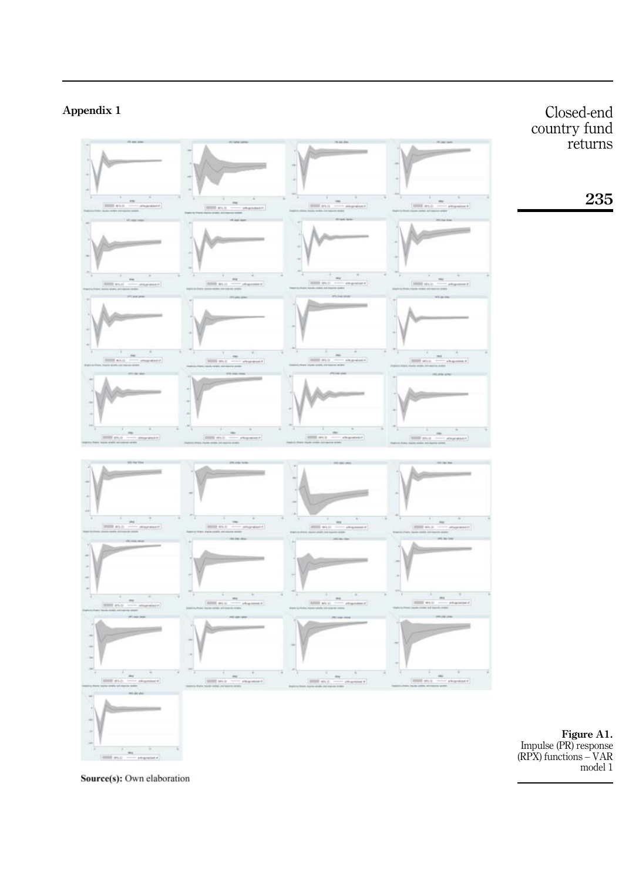## Appendix 1

**Figure A1.**
Impulse (PR) response (RPX) functions – VAR model 1

**Source(s):** Own elaboration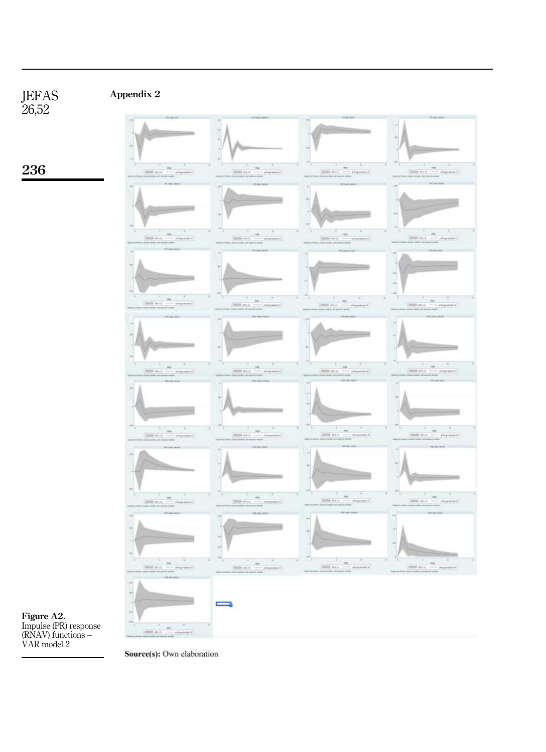## Appendix 2

Figure A2.
Impulse (PR) response (RNAV) functions – VAR model 2

**Source(s):** Own elaboration